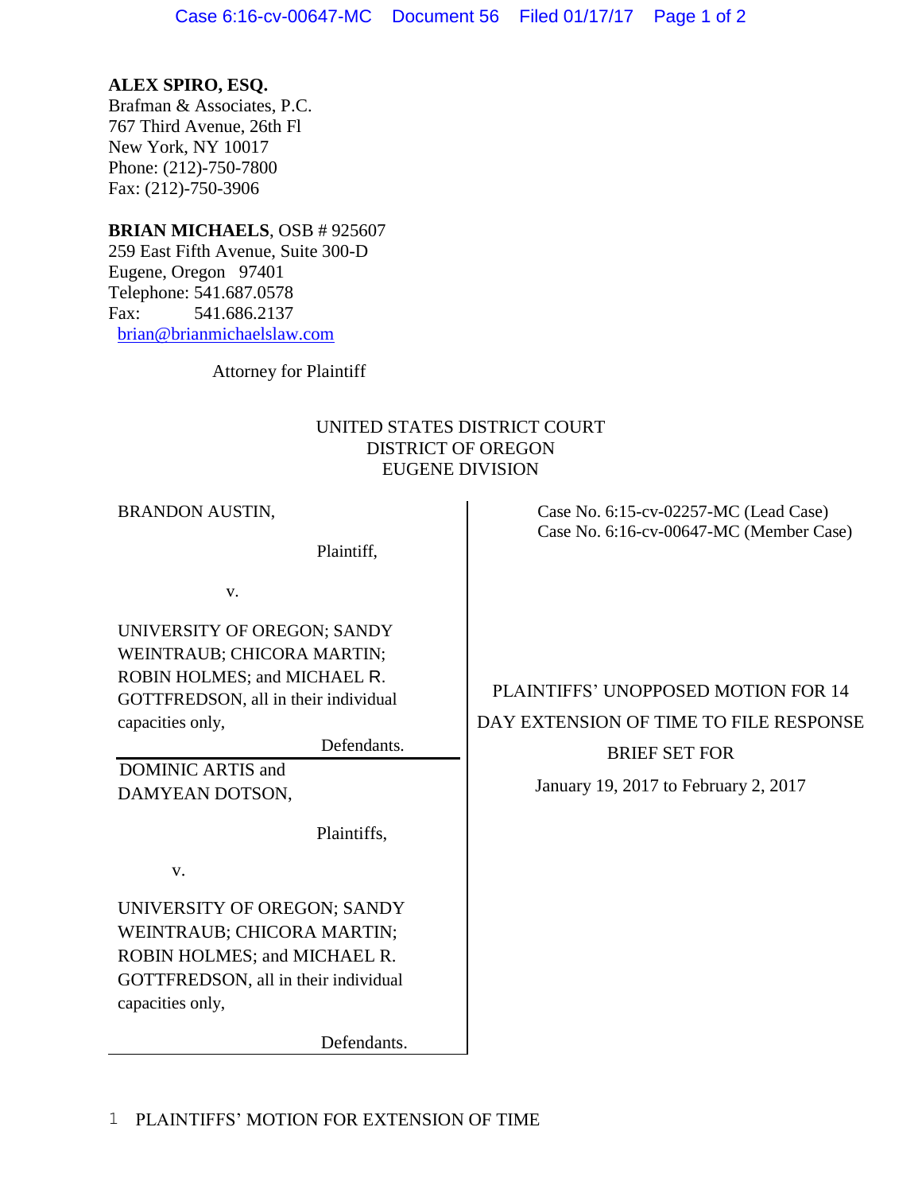**ALEX SPIRO, ESQ.**
Brafman & Associates, P.C.
767 Third Avenue, 26th Fl
New York, NY 10017
Phone: (212)-750-7800
Fax: (212)-750-3906

**BRIAN MICHAELS**, OSB # 925607
259 East Fifth Avenue, Suite 300-D
Eugene, Oregon 97401
Telephone: 541.687.0578
Fax: 541.686.2137
brian@brianmichaelslaw.com

Attorney for Plaintiff

UNITED STATES DISTRICT COURT
DISTRICT OF OREGON
EUGENE DIVISION

BRANDON AUSTIN,

Plaintiff,

v.

UNIVERSITY OF OREGON; SANDY WEINTRAUB; CHICORA MARTIN; ROBIN HOLMES; and MICHAEL R. GOTTFREDSON, all in their individual capacities only,

Defendants.

---

DOMINIC ARTIS and DAMYEAN DOTSON,

Plaintiffs,

v.

UNIVERSITY OF OREGON; SANDY WEINTRAUB; CHICORA MARTIN; ROBIN HOLMES; and MICHAEL R. GOTTFREDSON, all in their individual capacities only,

Defendants.

Case No. 6:15-cv-02257-MC (Lead Case)
Case No. 6:16-cv-00647-MC (Member Case)

PLAINTIFFS' UNOPPOSED MOTION FOR 14 DAY EXTENSION OF TIME TO FILE RESPONSE BRIEF SET FOR

January 19, 2017 to February 2, 2017

1 PLAINTIFFS' MOTION FOR EXTENSION OF TIME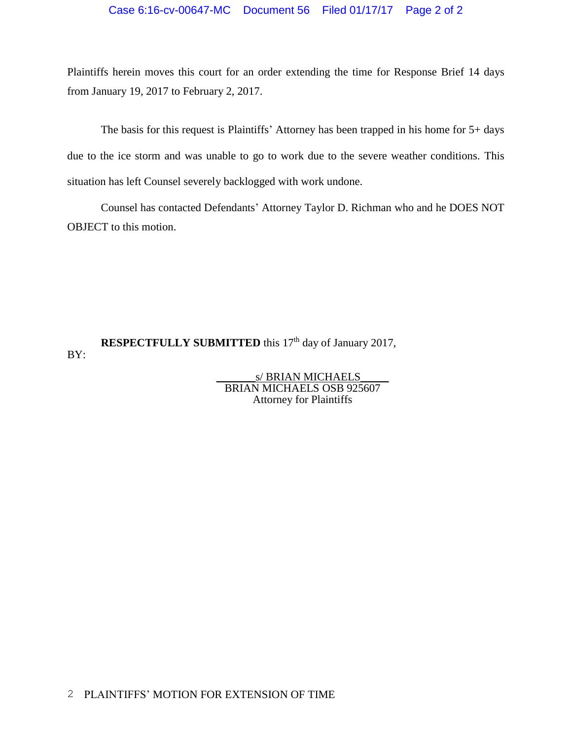Plaintiffs herein moves this court for an order extending the time for Response Brief 14 days from January 19, 2017 to February 2, 2017.

The basis for this request is Plaintiffs' Attorney has been trapped in his home for 5+ days due to the ice storm and was unable to go to work due to the severe weather conditions. This situation has left Counsel severely backlogged with work undone.

Counsel has contacted Defendants' Attorney Taylor D. Richman who and he DOES NOT OBJECT to this motion.

**RESPECTFULLY SUBMITTED** this 17th day of January 2017,

BY:

s/ BRIAN MICHAELS
BRIAN MICHAELS OSB 925607
Attorney for Plaintiffs

2 PLAINTIFFS' MOTION FOR EXTENSION OF TIME